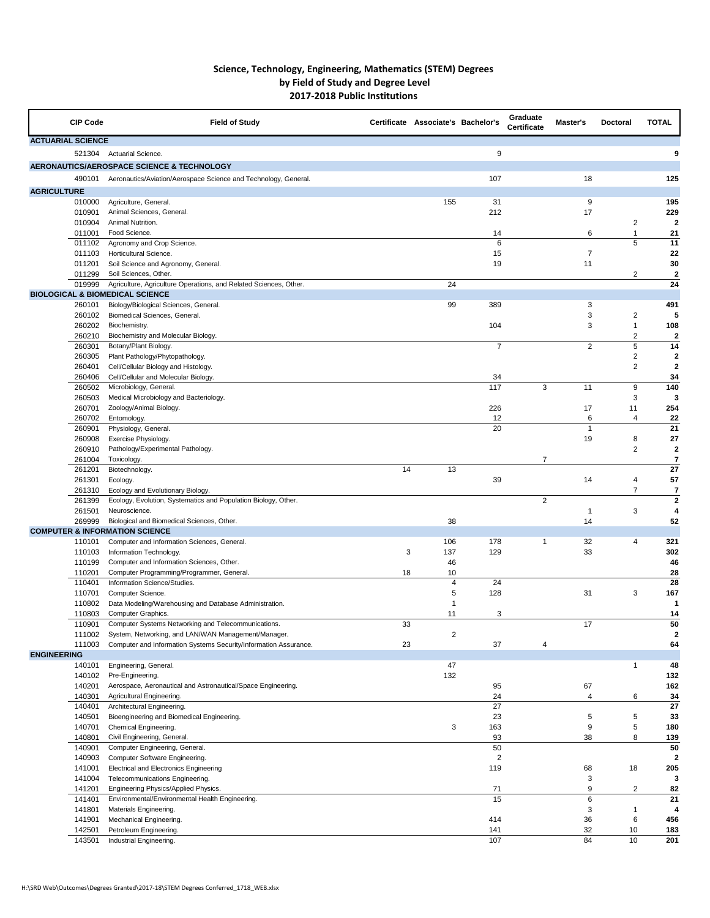# Science, Technology, Engineering, Mathematics (STEM) Degrees
## by Field of Study and Degree Level
## 2017-2018 Public Institutions

| CIP Code | Field of Study | Certificate | Associate's | Bachelor's | Graduate Certificate | Master's | Doctoral | TOTAL |
|---|---|---|---|---|---|---|---|---|
| **ACTUARIAL SCIENCE** | | | | | | | | |
| 521304 | Actuarial Science. | | | 9 | | | | **9** |
| **AERONAUTICS/AEROSPACE SCIENCE & TECHNOLOGY** | | | | | | | | |
| 490101 | Aeronautics/Aviation/Aerospace Science and Technology, General. | | | 107 | | 18 | | **125** |
| **AGRICULTURE** | | | | | | | | |
| 010000 | Agriculture, General. | | 155 | 31 | | 9 | | **195** |
| 010901 | Animal Sciences, General. | | | 212 | | 17 | | **229** |
| 010904 | Animal Nutrition. | | | | | | 2 | **2** |
| 011001 | Food Science. | | | 14 | | 6 | 1 | **21** |
| 011102 | Agronomy and Crop Science. | | | 6 | | | 5 | **11** |
| 011103 | Horticultural Science. | | | 15 | | 7 | | **22** |
| 011201 | Soil Science and Agronomy, General. | | | 19 | | 11 | | **30** |
| 011299 | Soil Sciences, Other. | | | | | | 2 | **2** |
| 019999 | Agriculture, Agriculture Operations, and Related Sciences, Other. | | 24 | | | | | **24** |
| **BIOLOGICAL & BIOMEDICAL SCIENCE** | | | | | | | | |
| 260101 | Biology/Biological Sciences, General. | | 99 | 389 | | 3 | | **491** |
| 260102 | Biomedical Sciences, General. | | | | | 3 | 2 | **5** |
| 260202 | Biochemistry. | | | 104 | | 3 | 1 | **108** |
| 260210 | Biochemistry and Molecular Biology. | | | | | | 2 | **2** |
| 260301 | Botany/Plant Biology. | | | 7 | | 2 | 5 | **14** |
| 260305 | Plant Pathology/Phytopathology. | | | | | | 2 | **2** |
| 260401 | Cell/Cellular Biology and Histology. | | | | | | 2 | **2** |
| 260406 | Cell/Cellular and Molecular Biology. | | | 34 | | | | **34** |
| 260502 | Microbiology, General. | | | 117 | 3 | 11 | 9 | **140** |
| 260503 | Medical Microbiology and Bacteriology. | | | | | | 3 | **3** |
| 260701 | Zoology/Animal Biology. | | | 226 | | 17 | 11 | **254** |
| 260702 | Entomology. | | | 12 | | 6 | 4 | **22** |
| 260901 | Physiology, General. | | | 20 | | 1 | | **21** |
| 260908 | Exercise Physiology. | | | | | 19 | 8 | **27** |
| 260910 | Pathology/Experimental Pathology. | | | | | | 2 | **2** |
| 261004 | Toxicology. | | | | 7 | | | **7** |
| 261201 | Biotechnology. | 14 | 13 | | | | | **27** |
| 261301 | Ecology. | | | 39 | | 14 | 4 | **57** |
| 261310 | Ecology and Evolutionary Biology. | | | | | | 7 | **7** |
| 261399 | Ecology, Evolution, Systematics and Population Biology, Other. | | | | 2 | | | **2** |
| 261501 | Neuroscience. | | | | | 1 | 3 | **4** |
| 269999 | Biological and Biomedical Sciences, Other. | | 38 | | | 14 | | **52** |
| **COMPUTER & INFORMATION SCIENCE** | | | | | | | | |
| 110101 | Computer and Information Sciences, General. | | 106 | 178 | 1 | 32 | 4 | **321** |
| 110103 | Information Technology. | 3 | 137 | 129 | | 33 | | **302** |
| 110199 | Computer and Information Sciences, Other. | | 46 | | | | | **46** |
| 110201 | Computer Programming/Programmer, General. | 18 | 10 | | | | | **28** |
| 110401 | Information Science/Studies. | | 4 | 24 | | | | **28** |
| 110701 | Computer Science. | | 5 | 128 | | 31 | 3 | **167** |
| 110802 | Data Modeling/Warehousing and Database Administration. | | 1 | | | | | **1** |
| 110803 | Computer Graphics. | | 11 | 3 | | | | **14** |
| 110901 | Computer Systems Networking and Telecommunications. | 33 | | | | 17 | | **50** |
| 111002 | System, Networking, and LAN/WAN Management/Manager. | | 2 | | | | | **2** |
| 111003 | Computer and Information Systems Security/Information Assurance. | 23 | | 37 | 4 | | | **64** |
| **ENGINEERING** | | | | | | | | |
| 140101 | Engineering, General. | | 47 | | | | 1 | **48** |
| 140102 | Pre-Engineering. | | 132 | | | | | **132** |
| 140201 | Aerospace, Aeronautical and Astronautical/Space Engineering. | | | 95 | | 67 | | **162** |
| 140301 | Agricultural Engineering. | | | 24 | | 4 | 6 | **34** |
| 140401 | Architectural Engineering. | | | 27 | | | | **27** |
| 140501 | Bioengineering and Biomedical Engineering. | | | 23 | | 5 | 5 | **33** |
| 140701 | Chemical Engineering. | | 3 | 163 | | 9 | 5 | **180** |
| 140801 | Civil Engineering, General. | | | 93 | | 38 | 8 | **139** |
| 140901 | Computer Engineering, General. | | | 50 | | | | **50** |
| 140903 | Computer Software Engineering. | | | 2 | | | | **2** |
| 141001 | Electrical and Electronics Engineering | | | 119 | | 68 | 18 | **205** |
| 141004 | Telecommunications Engineering. | | | | | 3 | | **3** |
| 141201 | Engineering Physics/Applied Physics. | | | 71 | | 9 | 2 | **82** |
| 141401 | Environmental/Environmental Health Engineering. | | | 15 | | 6 | | **21** |
| 141801 | Materials Engineering. | | | | | 3 | 1 | **4** |
| 141901 | Mechanical Engineering. | | | 414 | | 36 | 6 | **456** |
| 142501 | Petroleum Engineering. | | | 141 | | 32 | 10 | **183** |
| 143501 | Industrial Engineering. | | | 107 | | 84 | 10 | **201** |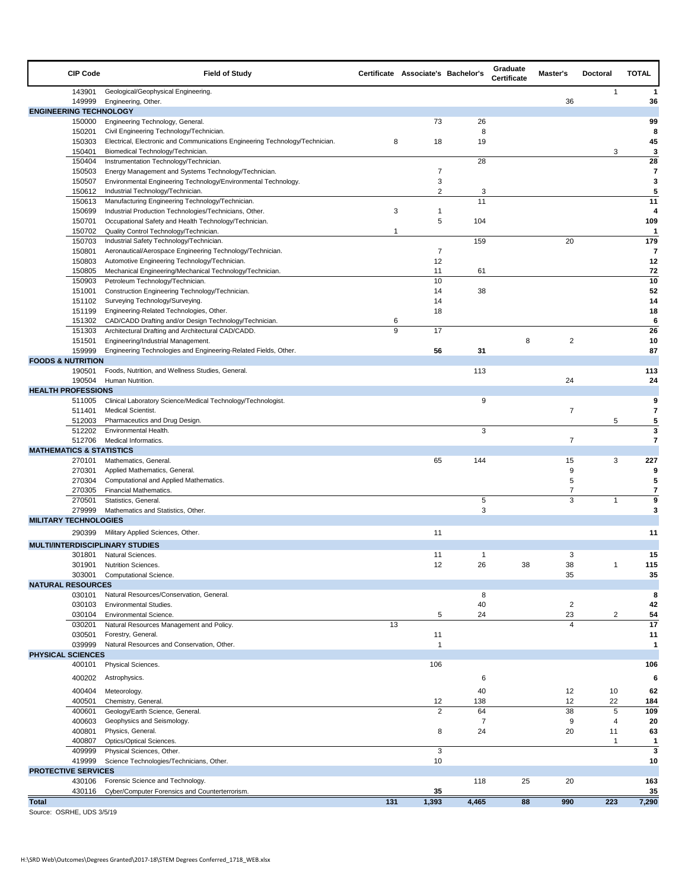| CIP Code | Field of Study | Certificate | Associate's | Bachelor's | Graduate Certificate | Master's | Doctoral | TOTAL |
|---|---|---|---|---|---|---|---|---|
| 143901 | Geological/Geophysical Engineering. | | | | | | 1 | **1** |
| 149999 | Engineering, Other. | | | | | 36 | | **36** |
| **ENGINEERING TECHNOLOGY** | | | | | | | | |
| 150000 | Engineering Technology, General. | | 73 | 26 | | | | **99** |
| 150201 | Civil Engineering Technology/Technician. | | | 8 | | | | **8** |
| 150303 | Electrical, Electronic and Communications Engineering Technology/Technician. | 8 | 18 | 19 | | | | **45** |
| 150401 | Biomedical Technology/Technician. | | | | | | 3 | **3** |
| 150404 | Instrumentation Technology/Technician. | | | 28 | | | | **28** |
| 150503 | Energy Management and Systems Technology/Technician. | | 7 | | | | | **7** |
| 150507 | Environmental Engineering Technology/Environmental Technology. | | 3 | | | | | **3** |
| 150612 | Industrial Technology/Technician. | | 2 | 3 | | | | **5** |
| 150613 | Manufacturing Engineering Technology/Technician. | | | 11 | | | | **11** |
| 150699 | Industrial Production Technologies/Technicians, Other. | 3 | 1 | | | | | **4** |
| 150701 | Occupational Safety and Health Technology/Technician. | | 5 | 104 | | | | **109** |
| 150702 | Quality Control Technology/Technician. | 1 | | | | | | **1** |
| 150703 | Industrial Safety Technology/Technician. | | | 159 | | 20 | | **179** |
| 150801 | Aeronautical/Aerospace Engineering Technology/Technician. | | 7 | | | | | **7** |
| 150803 | Automotive Engineering Technology/Technician. | | 12 | | | | | **12** |
| 150805 | Mechanical Engineering/Mechanical Technology/Technician. | | 11 | 61 | | | | **72** |
| 150903 | Petroleum Technology/Technician. | | 10 | | | | | **10** |
| 151001 | Construction Engineering Technology/Technician. | | 14 | 38 | | | | **52** |
| 151102 | Surveying Technology/Surveying. | | 14 | | | | | **14** |
| 151199 | Engineering-Related Technologies, Other. | | 18 | | | | | **18** |
| 151302 | CAD/CADD Drafting and/or Design Technology/Technician. | 6 | | | | | | **6** |
| 151303 | Architectural Drafting and Architectural CAD/CADD. | 9 | 17 | | | | | **26** |
| 151501 | Engineering/Industrial Management. | | | | 8 | 2 | | **10** |
| 159999 | Engineering Technologies and Engineering-Related Fields, Other. | | **56** | **31** | | | | **87** |
| **FOODS & NUTRITION** | | | | | | | | |
| 190501 | Foods, Nutrition, and Wellness Studies, General. | | | 113 | | | | **113** |
| 190504 | Human Nutrition. | | | | | 24 | | **24** |
| **HEALTH PROFESSIONS** | | | | | | | | |
| 511005 | Clinical Laboratory Science/Medical Technology/Technologist. | | | 9 | | | | **9** |
| 511401 | Medical Scientist. | | | | | 7 | | **7** |
| 512003 | Pharmaceutics and Drug Design. | | | | | | 5 | **5** |
| 512202 | Environmental Health. | | | 3 | | | | **3** |
| 512706 | Medical Informatics. | | | | | 7 | | **7** |
| **MATHEMATICS & STATISTICS** | | | | | | | | |
| 270101 | Mathematics, General. | | 65 | 144 | | 15 | 3 | **227** |
| 270301 | Applied Mathematics, General. | | | | | 9 | | **9** |
| 270304 | Computational and Applied Mathematics. | | | | | 5 | | **5** |
| 270305 | Financial Mathematics. | | | | | 7 | | **7** |
| 270501 | Statistics, General. | | | 5 | | 3 | 1 | **9** |
| 279999 | Mathematics and Statistics, Other. | | | 3 | | | | **3** |
| **MILITARY TECHNOLOGIES** | | | | | | | | |
| 290399 | Military Applied Sciences, Other. | | 11 | | | | | **11** |
| **MULTI/INTERDISCIPLINARY STUDIES** | | | | | | | | |
| 301801 | Natural Sciences. | | 11 | 1 | | 3 | | **15** |
| 301901 | Nutrition Sciences. | | 12 | 26 | 38 | 38 | 1 | **115** |
| 303001 | Computational Science. | | | | | 35 | | **35** |
| **NATURAL RESOURCES** | | | | | | | | |
| 030101 | Natural Resources/Conservation, General. | | | 8 | | | | **8** |
| 030103 | Environmental Studies. | | | 40 | | 2 | | **42** |
| 030104 | Environmental Science. | | 5 | 24 | | 23 | 2 | **54** |
| 030201 | Natural Resources Management and Policy. | 13 | | | | 4 | | **17** |
| 030501 | Forestry, General. | | 11 | | | | | **11** |
| 039999 | Natural Resources and Conservation, Other. | | 1 | | | | | **1** |
| **PHYSICAL SCIENCES** | | | | | | | | |
| 400101 | Physical Sciences. | | 106 | | | | | **106** |
| 400202 | Astrophysics. | | | 6 | | | | **6** |
| 400404 | Meteorology. | | | 40 | | 12 | 10 | **62** |
| 400501 | Chemistry, General. | | 12 | 138 | | 12 | 22 | **184** |
| 400601 | Geology/Earth Science, General. | | 2 | 64 | | 38 | 5 | **109** |
| 400603 | Geophysics and Seismology. | | | 7 | | 9 | 4 | **20** |
| 400801 | Physics, General. | | 8 | 24 | | 20 | 11 | **63** |
| 400807 | Optics/Optical Sciences. | | | | | | 1 | **1** |
| 409999 | Physical Sciences, Other. | | 3 | | | | | **3** |
| 419999 | Science Technologies/Technicians, Other. | | 10 | | | | | **10** |
| **PROTECTIVE SERVICES** | | | | | | | | |
| 430106 | Forensic Science and Technology. | | | 118 | 25 | 20 | | **163** |
| 430116 | Cyber/Computer Forensics and Counterterrorism. | | **35** | | | | | **35** |
| **Total** | | **131** | **1,393** | **4,465** | **88** | **990** | **223** | **7,290** |

Source: OSRHE, UDS 3/5/19

H:\SRD Web\Outcomes\Degrees Granted\2017-18\STEM Degrees Conferred_1718_WEB.xlsx